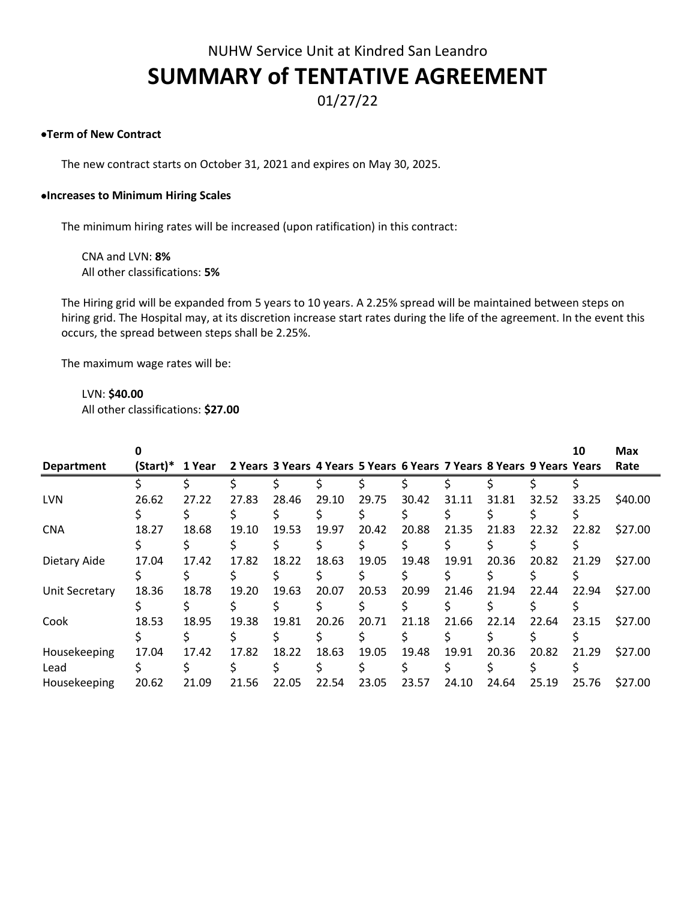NUHW Service Unit at Kindred San Leandro

# SUMMARY of TENTATIVE AGREEMENT

01/27/22

- **Term of New Contract**

The new contract starts on October 31, 2021 and expires on May 30, 2025.

- **Increases to Minimum Hiring Scales**

The minimum hiring rates will be increased (upon ratification) in this contract:

CNA and LVN: **8%**
All other classifications: **5%**

The Hiring grid will be expanded from 5 years to 10 years. A 2.25% spread will be maintained between steps on hiring grid. The Hospital may, at its discretion increase start rates during the life of the agreement. In the event this occurs, the spread between steps shall be 2.25%.

The maximum wage rates will be:

LVN: **$40.00**
All other classifications: **$27.00**

| Department | 0 (Start)* | 1 Year | 2 Years | 3 Years | 4 Years | 5 Years | 6 Years | 7 Years | 8 Years | 9 Years | 10 Years | Max Rate |
|---|---|---|---|---|---|---|---|---|---|---|---|---|
| LVN | $ 26.62 | $ 27.22 | $ 27.83 | $ 28.46 | $ 29.10 | $ 29.75 | $ 30.42 | $ 31.11 | $ 31.81 | $ 32.52 | $ 33.25 | $40.00 |
| CNA | $ 18.27 | $ 18.68 | $ 19.10 | $ 19.53 | $ 19.97 | $ 20.42 | $ 20.88 | $ 21.35 | $ 21.83 | $ 22.32 | $ 22.82 | $27.00 |
| Dietary Aide | $ 17.04 | $ 17.42 | $ 17.82 | $ 18.22 | $ 18.63 | $ 19.05 | $ 19.48 | $ 19.91 | $ 20.36 | $ 20.82 | $ 21.29 | $27.00 |
| Unit Secretary | $ 18.36 | $ 18.78 | $ 19.20 | $ 19.63 | $ 20.07 | $ 20.53 | $ 20.99 | $ 21.46 | $ 21.94 | $ 22.44 | $ 22.94 | $27.00 |
| Cook | $ 18.53 | $ 18.95 | $ 19.38 | $ 19.81 | $ 20.26 | $ 20.71 | $ 21.18 | $ 21.66 | $ 22.14 | $ 22.64 | $ 23.15 | $27.00 |
| Housekeeping | $ 17.04 | $ 17.42 | $ 17.82 | $ 18.22 | $ 18.63 | $ 19.05 | $ 19.48 | $ 19.91 | $ 20.36 | $ 20.82 | $ 21.29 | $27.00 |
| Lead Housekeeping | $ 20.62 | $ 21.09 | $ 21.56 | $ 22.05 | $ 22.54 | $ 23.05 | $ 23.57 | $ 24.10 | $ 24.64 | $ 25.19 | $ 25.76 | $27.00 |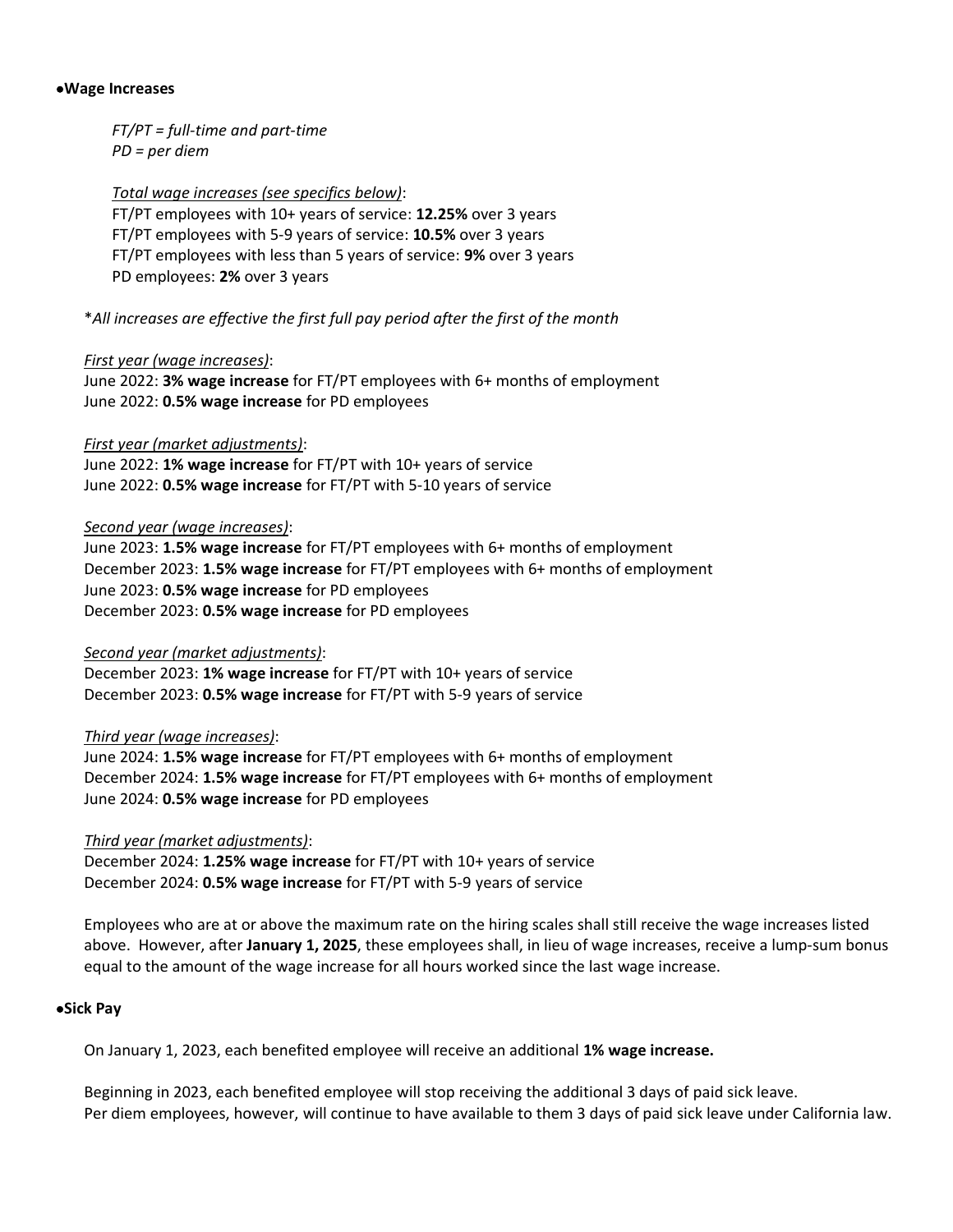- **Wage Increases**

  *FT/PT = full-time and part-time*
  *PD = per diem*

  *Total wage increases (see specifics below)*:
  FT/PT employees with 10+ years of service: **12.25%** over 3 years
  FT/PT employees with 5-9 years of service: **10.5%** over 3 years
  FT/PT employees with less than 5 years of service: **9%** over 3 years
  PD employees: **2%** over 3 years

  *All increases are effective the first full pay period after the first of the month*

  *First year (wage increases)*:
  June 2022: **3% wage increase** for FT/PT employees with 6+ months of employment
  June 2022: **0.5% wage increase** for PD employees

  *First year (market adjustments)*:
  June 2022: **1% wage increase** for FT/PT with 10+ years of service
  June 2022: **0.5% wage increase** for FT/PT with 5-10 years of service

  *Second year (wage increases)*:
  June 2023: **1.5% wage increase** for FT/PT employees with 6+ months of employment
  December 2023: **1.5% wage increase** for FT/PT employees with 6+ months of employment
  June 2023: **0.5% wage increase** for PD employees
  December 2023: **0.5% wage increase** for PD employees

  *Second year (market adjustments)*:
  December 2023: **1% wage increase** for FT/PT with 10+ years of service
  December 2023: **0.5% wage increase** for FT/PT with 5-9 years of service

  *Third year (wage increases)*:
  June 2024: **1.5% wage increase** for FT/PT employees with 6+ months of employment
  December 2024: **1.5% wage increase** for FT/PT employees with 6+ months of employment
  June 2024: **0.5% wage increase** for PD employees

  *Third year (market adjustments)*:
  December 2024: **1.25% wage increase** for FT/PT with 10+ years of service
  December 2024: **0.5% wage increase** for FT/PT with 5-9 years of service

  Employees who are at or above the maximum rate on the hiring scales shall still receive the wage increases listed above. However, after **January 1, 2025**, these employees shall, in lieu of wage increases, receive a lump-sum bonus equal to the amount of the wage increase for all hours worked since the last wage increase.

- **Sick Pay**

  On January 1, 2023, each benefited employee will receive an additional **1% wage increase.**

  Beginning in 2023, each benefited employee will stop receiving the additional 3 days of paid sick leave.
  Per diem employees, however, will continue to have available to them 3 days of paid sick leave under California law.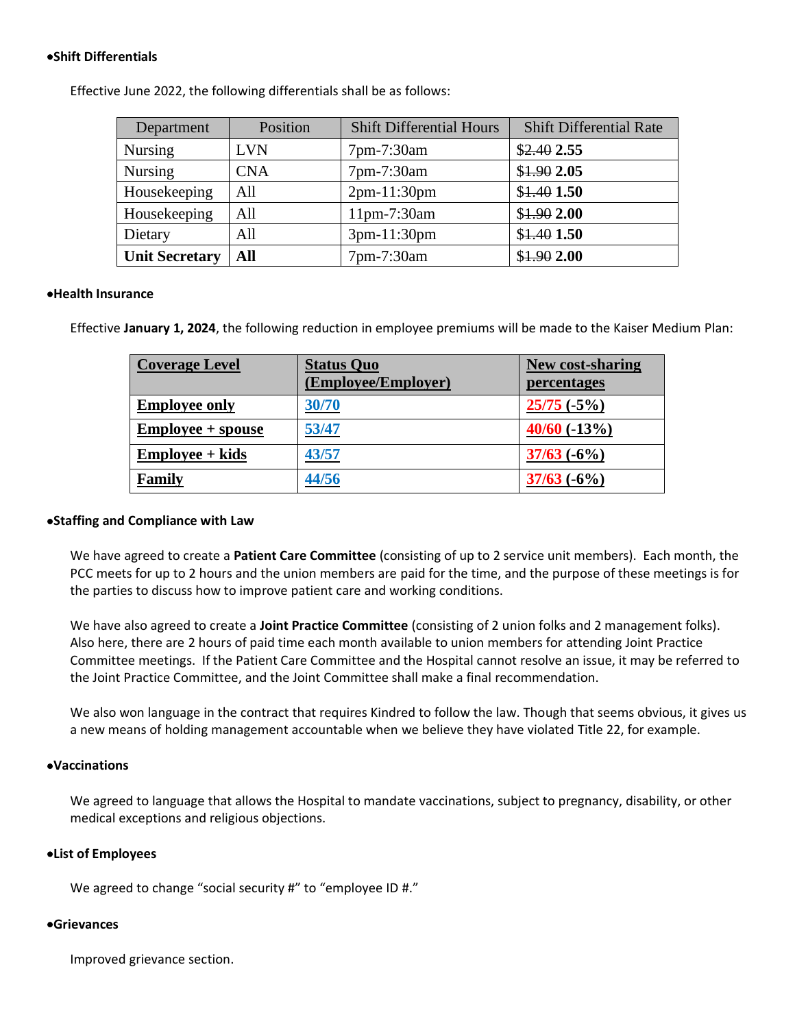**•Shift Differentials**

Effective June 2022, the following differentials shall be as follows:

| Department | Position | Shift Differential Hours | Shift Differential Rate |
|---|---|---|---|
| Nursing | LVN | 7pm-7:30am | $~~2.40~~ **2.55** |
| Nursing | CNA | 7pm-7:30am | $~~1.90~~ **2.05** |
| Housekeeping | All | 2pm-11:30pm | $~~1.40~~ **1.50** |
| Housekeeping | All | 11pm-7:30am | $~~1.90~~ **2.00** |
| Dietary | All | 3pm-11:30pm | $~~1.40~~ **1.50** |
| **Unit Secretary** | **All** | 7pm-7:30am | $~~1.90~~ **2.00** |

**•Health Insurance**

Effective **January 1, 2024**, the following reduction in employee premiums will be made to the Kaiser Medium Plan:

| **Coverage Level** | **Status Quo (Employee/Employer)** | **New cost-sharing percentages** |
|---|---|---|
| **Employee only** | **30/70** | **25/75 (-5%)** |
| **Employee + spouse** | **53/47** | **40/60 (-13%)** |
| **Employee + kids** | **43/57** | **37/63 (-6%)** |
| **Family** | **44/56** | **37/63 (-6%)** |

**•Staffing and Compliance with Law**

We have agreed to create a **Patient Care Committee** (consisting of up to 2 service unit members). Each month, the PCC meets for up to 2 hours and the union members are paid for the time, and the purpose of these meetings is for the parties to discuss how to improve patient care and working conditions.

We have also agreed to create a **Joint Practice Committee** (consisting of 2 union folks and 2 management folks). Also here, there are 2 hours of paid time each month available to union members for attending Joint Practice Committee meetings. If the Patient Care Committee and the Hospital cannot resolve an issue, it may be referred to the Joint Practice Committee, and the Joint Committee shall make a final recommendation.

We also won language in the contract that requires Kindred to follow the law. Though that seems obvious, it gives us a new means of holding management accountable when we believe they have violated Title 22, for example.

**•Vaccinations**

We agreed to language that allows the Hospital to mandate vaccinations, subject to pregnancy, disability, or other medical exceptions and religious objections.

**•List of Employees**

We agreed to change "social security #" to "employee ID #."

**•Grievances**

Improved grievance section.